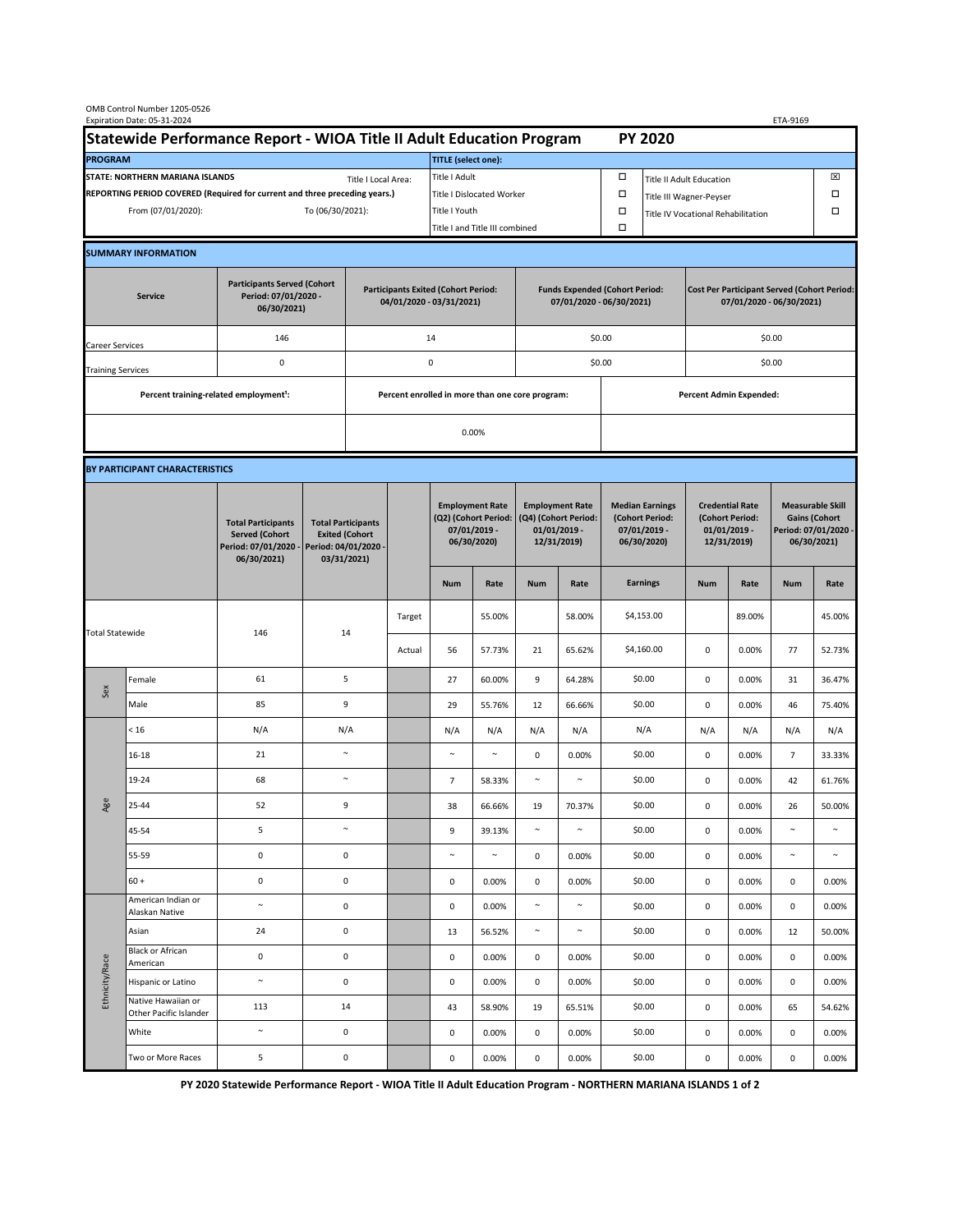OMB Control Number 1205-0526
Expiration Date: 05-31-2024

ETA-9169

# Statewide Performance Report - WIOA Title II Adult Education Program PY 2020

| PROGRAM | | TITLE (select one): | | | |
|---|---|---|---|---|---|
| STATE: NORTHERN MARIANA ISLANDS | Title I Local Area: | Title I Adult | ☐ | Title II Adult Education | ☒ |
| REPORTING PERIOD COVERED (Required for current and three preceding years.) | | Title I Dislocated Worker | ☐ | Title III Wagner-Peyser | ☐ |
| From (07/01/2020): | To (06/30/2021): | Title I Youth | ☐ | Title IV Vocational Rehabilitation | ☐ |
| | | Title I and Title III combined | ☐ | | |

## SUMMARY INFORMATION

| Service | Participants Served (Cohort Period: 07/01/2020 - 06/30/2021) | Participants Exited (Cohort Period: 04/01/2020 - 03/31/2021) | Funds Expended (Cohort Period: 07/01/2020 - 06/30/2021) | Cost Per Participant Served (Cohort Period: 07/01/2020 - 06/30/2021) |
|---|---|---|---|---|
| Career Services | 146 | 14 | $0.00 | $0.00 |
| Training Services | 0 | 0 | $0.00 | $0.00 |

| Percent training-related employment[1]: | Percent enrolled in more than one core program: | Percent Admin Expended: |
|---|---|---|
| | 0.00% | |

## BY PARTICIPANT CHARACTERISTICS

| | | Total Participants Served (Cohort Period: 07/01/2020 - 06/30/2021) | Total Participants Exited (Cohort Period: 04/01/2020 - 03/31/2021) | | Employment Rate (Q2) (Cohort Period: 07/01/2019 - 06/30/2020) | | Employment Rate (Q4) (Cohort Period: 01/01/2019 - 12/31/2019) | | Median Earnings (Cohort Period: 07/01/2019 - 06/30/2020) | Credential Rate (Cohort Period: 01/01/2019 - 12/31/2019) | | Measurable Skill Gains (Cohort Period: 07/01/2020 - 06/30/2021) | |
|---|---|---|---|---|---|---|---|---|---|---|---|---|---|
| | | | | | Num | Rate | Num | Rate | Earnings | Num | Rate | Num | Rate |
| Total Statewide | | 146 | 14 | Target | | 55.00% | | 58.00% | $4,153.00 | | 89.00% | | 45.00% |
| | | | | Actual | 56 | 57.73% | 21 | 65.62% | $4,160.00 | 0 | 0.00% | 77 | 52.73% |
| Sex | Female | 61 | 5 | | 27 | 60.00% | 9 | 64.28% | $0.00 | 0 | 0.00% | 31 | 36.47% |
| | Male | 85 | 9 | | 29 | 55.76% | 12 | 66.66% | $0.00 | 0 | 0.00% | 46 | 75.40% |
| Age | < 16 | N/A | N/A | | N/A | N/A | N/A | N/A | N/A | N/A | N/A | N/A | N/A |
| | 16-18 | 21 | ~ | | ~ | ~ | 0 | 0.00% | $0.00 | 0 | 0.00% | 7 | 33.33% |
| | 19-24 | 68 | ~ | | 7 | 58.33% | ~ | ~ | $0.00 | 0 | 0.00% | 42 | 61.76% |
| | 25-44 | 52 | 9 | | 38 | 66.66% | 19 | 70.37% | $0.00 | 0 | 0.00% | 26 | 50.00% |
| | 45-54 | 5 | ~ | | 9 | 39.13% | ~ | ~ | $0.00 | 0 | 0.00% | ~ | ~ |
| | 55-59 | 0 | 0 | | ~ | ~ | 0 | 0.00% | $0.00 | 0 | 0.00% | ~ | ~ |
| | 60 + | 0 | 0 | | 0 | 0.00% | 0 | 0.00% | $0.00 | 0 | 0.00% | 0 | 0.00% |
| Ethnicity/Race | American Indian or Alaskan Native | ~ | 0 | | 0 | 0.00% | ~ | ~ | $0.00 | 0 | 0.00% | 0 | 0.00% |
| | Asian | 24 | 0 | | 13 | 56.52% | ~ | ~ | $0.00 | 0 | 0.00% | 12 | 50.00% |
| | Black or African American | 0 | 0 | | 0 | 0.00% | 0 | 0.00% | $0.00 | 0 | 0.00% | 0 | 0.00% |
| | Hispanic or Latino | ~ | 0 | | 0 | 0.00% | 0 | 0.00% | $0.00 | 0 | 0.00% | 0 | 0.00% |
| | Native Hawaiian or Other Pacific Islander | 113 | 14 | | 43 | 58.90% | 19 | 65.51% | $0.00 | 0 | 0.00% | 65 | 54.62% |
| | White | ~ | 0 | | 0 | 0.00% | 0 | 0.00% | $0.00 | 0 | 0.00% | 0 | 0.00% |
| | Two or More Races | 5 | 0 | | 0 | 0.00% | 0 | 0.00% | $0.00 | 0 | 0.00% | 0 | 0.00% |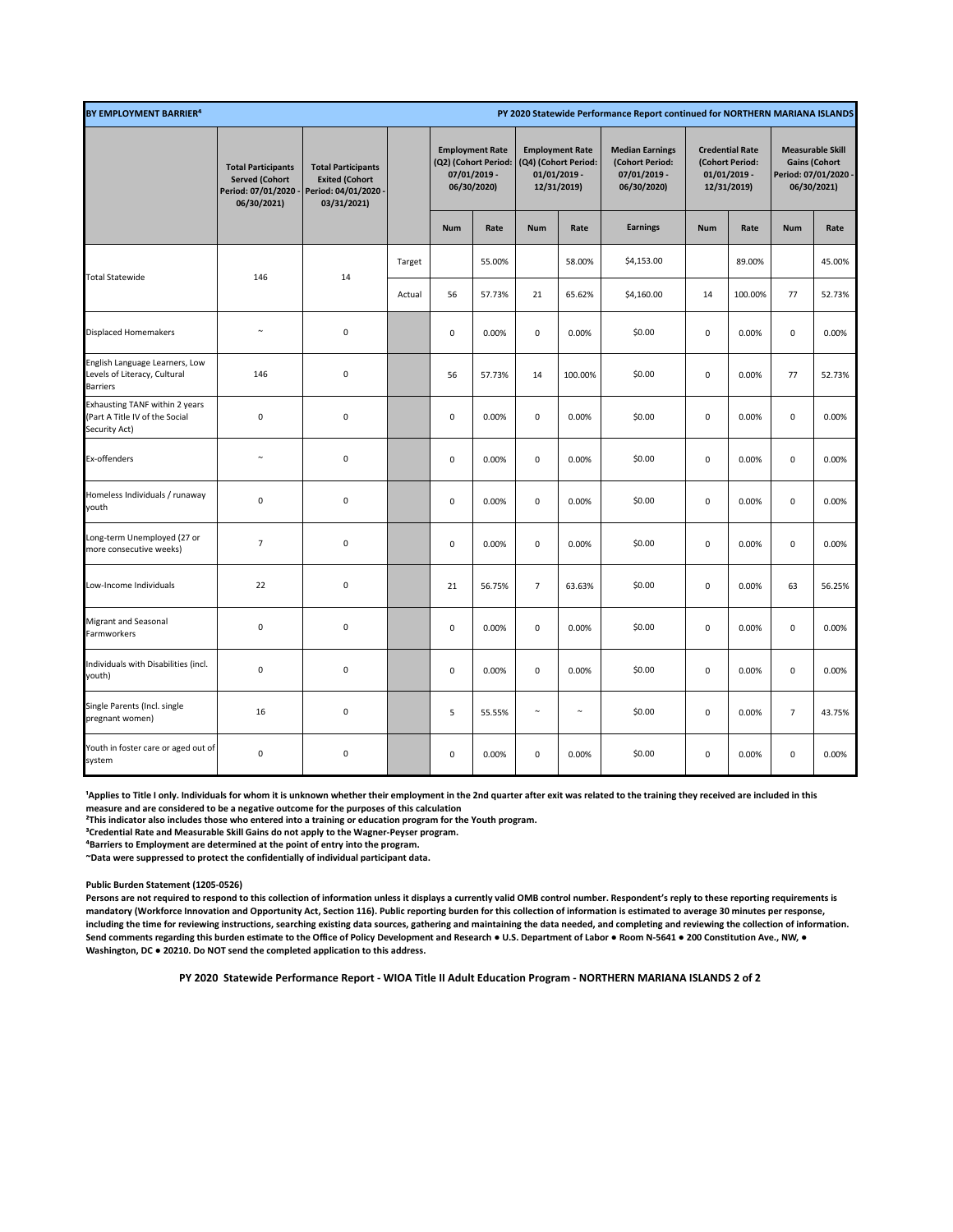| BY EMPLOYMENT BARRIER[4] | PY 2020 Statewide Performance Report continued for NORTHERN MARIANA ISLANDS | | | | | | | | | | | | |
|---|---|---|---|---|---|---|---|---|---|---|---|---|---|
| | Total Participants Served (Cohort Period: 07/01/2020 - 06/30/2021) | Total Participants Exited (Cohort Period: 04/01/2020 - 03/31/2021) | | Employment Rate (Q2) (Cohort Period: 07/01/2019 - 06/30/2020) | | Employment Rate (Q4) (Cohort Period: 01/01/2019 - 12/31/2019) | | Median Earnings (Cohort Period: 07/01/2019 - 06/30/2020) | Credential Rate (Cohort Period: 01/01/2019 - 12/31/2019) | | Measurable Skill Gains (Cohort Period: 07/01/2020 - 06/30/2021) | |
| | | | | Num | Rate | Num | Rate | Earnings | Num | Rate | Num | Rate |
| Total Statewide | 146 | 14 | Target | | 55.00% | | 58.00% | $4,153.00 | | 89.00% | | 45.00% |
| | | | Actual | 56 | 57.73% | 21 | 65.62% | $4,160.00 | 14 | 100.00% | 77 | 52.73% |
| Displaced Homemakers | ~ | 0 | | 0 | 0.00% | 0 | 0.00% | $0.00 | 0 | 0.00% | 0 | 0.00% |
| English Language Learners, Low Levels of Literacy, Cultural Barriers | 146 | 0 | | 56 | 57.73% | 14 | 100.00% | $0.00 | 0 | 0.00% | 77 | 52.73% |
| Exhausting TANF within 2 years (Part A Title IV of the Social Security Act) | 0 | 0 | | 0 | 0.00% | 0 | 0.00% | $0.00 | 0 | 0.00% | 0 | 0.00% |
| Ex-offenders | ~ | 0 | | 0 | 0.00% | 0 | 0.00% | $0.00 | 0 | 0.00% | 0 | 0.00% |
| Homeless Individuals / runaway youth | 0 | 0 | | 0 | 0.00% | 0 | 0.00% | $0.00 | 0 | 0.00% | 0 | 0.00% |
| Long-term Unemployed (27 or more consecutive weeks) | 7 | 0 | | 0 | 0.00% | 0 | 0.00% | $0.00 | 0 | 0.00% | 0 | 0.00% |
| Low-Income Individuals | 22 | 0 | | 21 | 56.75% | 7 | 63.63% | $0.00 | 0 | 0.00% | 63 | 56.25% |
| Migrant and Seasonal Farmworkers | 0 | 0 | | 0 | 0.00% | 0 | 0.00% | $0.00 | 0 | 0.00% | 0 | 0.00% |
| Individuals with Disabilities (incl. youth) | 0 | 0 | | 0 | 0.00% | 0 | 0.00% | $0.00 | 0 | 0.00% | 0 | 0.00% |
| Single Parents (Incl. single pregnant women) | 16 | 0 | | 5 | 55.55% | ~ | ~ | $0.00 | 0 | 0.00% | 7 | 43.75% |
| Youth in foster care or aged out of system | 0 | 0 | | 0 | 0.00% | 0 | 0.00% | $0.00 | 0 | 0.00% | 0 | 0.00% |

**[1]Applies to Title I only. Individuals for whom it is unknown whether their employment in the 2nd quarter after exit was related to the training they received are included in this measure and are considered to be a negative outcome for the purposes of this calculation**
**[2]This indicator also includes those who entered into a training or education program for the Youth program.**
**[3]Credential Rate and Measurable Skill Gains do not apply to the Wagner-Peyser program.**
**[4]Barriers to Employment are determined at the point of entry into the program.**
**~Data were suppressed to protect the confidentially of individual participant data.**

**Public Burden Statement (1205-0526)**

**Persons are not required to respond to this collection of information unless it displays a currently valid OMB control number. Respondent's reply to these reporting requirements is mandatory (Workforce Innovation and Opportunity Act, Section 116). Public reporting burden for this collection of information is estimated to average 30 minutes per response, including the time for reviewing instructions, searching existing data sources, gathering and maintaining the data needed, and completing and reviewing the collection of information. Send comments regarding this burden estimate to the Office of Policy Development and Research ● U.S. Department of Labor ● Room N-5641 ● 200 Constitution Ave., NW, ● Washington, DC ● 20210. Do NOT send the completed application to this address.**

**PY 2020 Statewide Performance Report - WIOA Title II Adult Education Program - NORTHERN MARIANA ISLANDS 2 of 2**